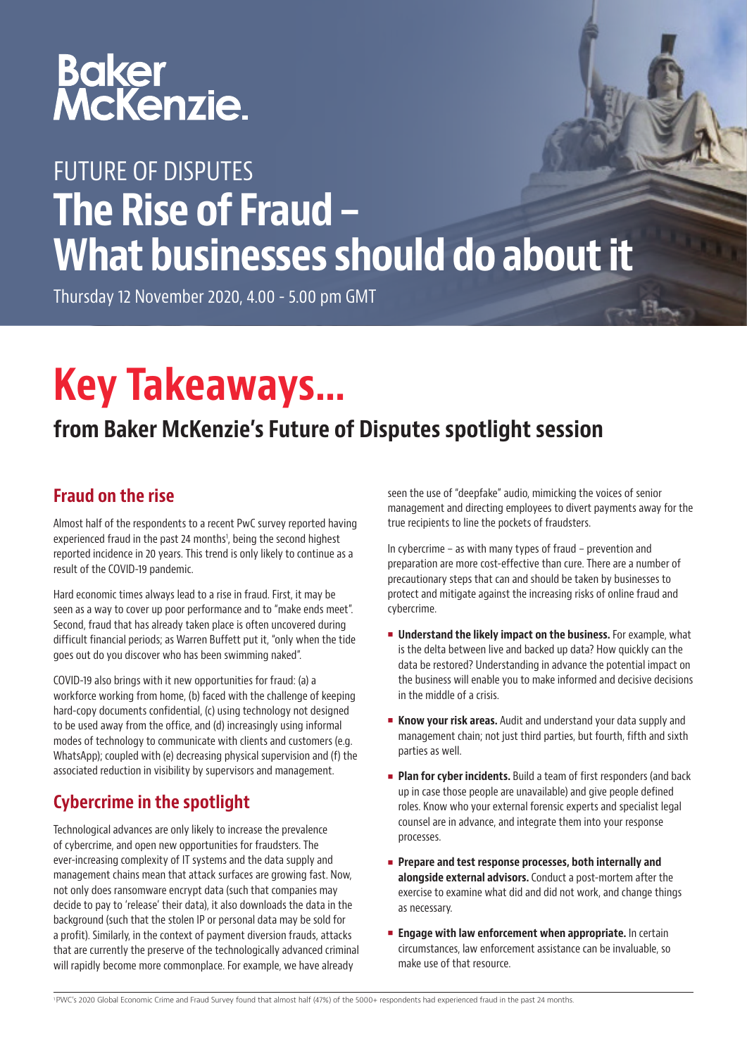# Baker McKenzie.

## FUTURE OF DISPUTES

# The Rise of Fraud – What businesses should do about it

Thursday 12 November 2020, 4.00 - 5.00 pm GMT

# Key Takeaways...

## from Baker McKenzie's Future of Disputes spotlight session

### Fraud on the rise

Almost half of the respondents to a recent PwC survey reported having experienced fraud in the past 24 months[1], being the second highest reported incidence in 20 years. This trend is only likely to continue as a result of the COVID-19 pandemic.

Hard economic times always lead to a rise in fraud. First, it may be seen as a way to cover up poor performance and to "make ends meet". Second, fraud that has already taken place is often uncovered during difficult financial periods; as Warren Buffett put it, "only when the tide goes out do you discover who has been swimming naked".

COVID-19 also brings with it new opportunities for fraud: (a) a workforce working from home, (b) faced with the challenge of keeping hard-copy documents confidential, (c) using technology not designed to be used away from the office, and (d) increasingly using informal modes of technology to communicate with clients and customers (e.g. WhatsApp); coupled with (e) decreasing physical supervision and (f) the associated reduction in visibility by supervisors and management.

### Cybercrime in the spotlight

Technological advances are only likely to increase the prevalence of cybercrime, and open new opportunities for fraudsters. The ever-increasing complexity of IT systems and the data supply and management chains mean that attack surfaces are growing fast. Now, not only does ransomware encrypt data (such that companies may decide to pay to 'release' their data), it also downloads the data in the background (such that the stolen IP or personal data may be sold for a profit). Similarly, in the context of payment diversion frauds, attacks that are currently the preserve of the technologically advanced criminal will rapidly become more commonplace. For example, we have already seen the use of "deepfake" audio, mimicking the voices of senior management and directing employees to divert payments away for the true recipients to line the pockets of fraudsters.

In cybercrime – as with many types of fraud – prevention and preparation are more cost-effective than cure. There are a number of precautionary steps that can and should be taken by businesses to protect and mitigate against the increasing risks of online fraud and cybercrime.

- **Understand the likely impact on the business.** For example, what is the delta between live and backed up data? How quickly can the data be restored? Understanding in advance the potential impact on the business will enable you to make informed and decisive decisions in the middle of a crisis.
- **Know your risk areas.** Audit and understand your data supply and management chain; not just third parties, but fourth, fifth and sixth parties as well.
- **Plan for cyber incidents.** Build a team of first responders (and back up in case those people are unavailable) and give people defined roles. Know who your external forensic experts and specialist legal counsel are in advance, and integrate them into your response processes.
- **Prepare and test response processes, both internally and alongside external advisors.** Conduct a post-mortem after the exercise to examine what did and did not work, and change things as necessary.
- **Engage with law enforcement when appropriate.** In certain circumstances, law enforcement assistance can be invaluable, so make use of that resource.

[1] PWC's 2020 Global Economic Crime and Fraud Survey found that almost half (47%) of the 5000+ respondents had experienced fraud in the past 24 months.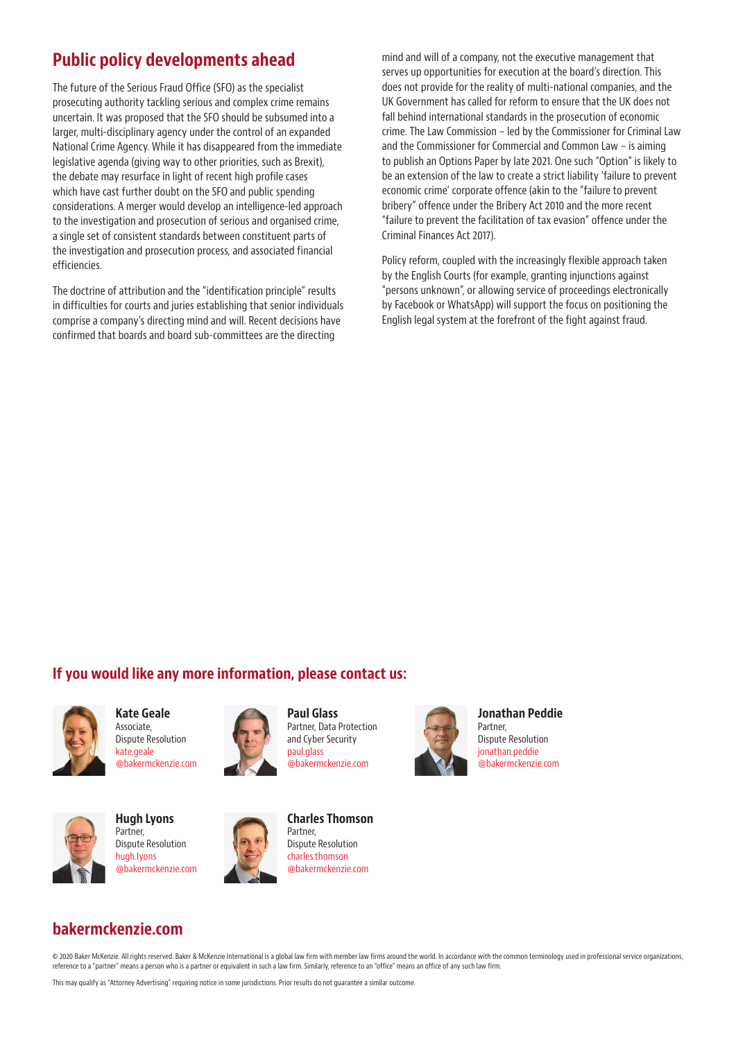## Public policy developments ahead

The future of the Serious Fraud Office (SFO) as the specialist prosecuting authority tackling serious and complex crime remains uncertain. It was proposed that the SFO should be subsumed into a larger, multi-disciplinary agency under the control of an expanded National Crime Agency. While it has disappeared from the immediate legislative agenda (giving way to other priorities, such as Brexit), the debate may resurface in light of recent high profile cases which have cast further doubt on the SFO and public spending considerations. A merger would develop an intelligence-led approach to the investigation and prosecution of serious and organised crime, a single set of consistent standards between constituent parts of the investigation and prosecution process, and associated financial efficiencies.

The doctrine of attribution and the "identification principle" results in difficulties for courts and juries establishing that senior individuals comprise a company's directing mind and will. Recent decisions have confirmed that boards and board sub-committees are the directing mind and will of a company, not the executive management that serves up opportunities for execution at the board's direction. This does not provide for the reality of multi-national companies, and the UK Government has called for reform to ensure that the UK does not fall behind international standards in the prosecution of economic crime. The Law Commission – led by the Commissioner for Criminal Law and the Commissioner for Commercial and Common Law – is aiming to publish an Options Paper by late 2021. One such "Option" is likely to be an extension of the law to create a strict liability 'failure to prevent economic crime' corporate offence (akin to the "failure to prevent bribery" offence under the Bribery Act 2010 and the more recent "failure to prevent the facilitation of tax evasion" offence under the Criminal Finances Act 2017).

Policy reform, coupled with the increasingly flexible approach taken by the English Courts (for example, granting injunctions against "persons unknown", or allowing service of proceedings electronically by Facebook or WhatsApp) will support the focus on positioning the English legal system at the forefront of the fight against fraud.

### If you would like any more information, please contact us:

**Kate Geale**
Associate,
Dispute Resolution
kate.geale
@bakermckenzie.com

**Paul Glass**
Partner, Data Protection and Cyber Security
paul.glass
@bakermckenzie.com

**Jonathan Peddie**
Partner,
Dispute Resolution
jonathan.peddie
@bakermckenzie.com

**Hugh Lyons**
Partner,
Dispute Resolution
hugh.lyons
@bakermckenzie.com

**Charles Thomson**
Partner,
Dispute Resolution
charles.thomson
@bakermckenzie.com

## bakermckenzie.com

© 2020 Baker McKenzie. All rights reserved. Baker & McKenzie International is a global law firm with member law firms around the world. In accordance with the common terminology used in professional service organizations, reference to a "partner" means a person who is a partner or equivalent in such a law firm. Similarly, reference to an "office" means an office of any such law firm.

This may qualify as "Attorney Advertising" requiring notice in some jurisdictions. Prior results do not guarantee a similar outcome.